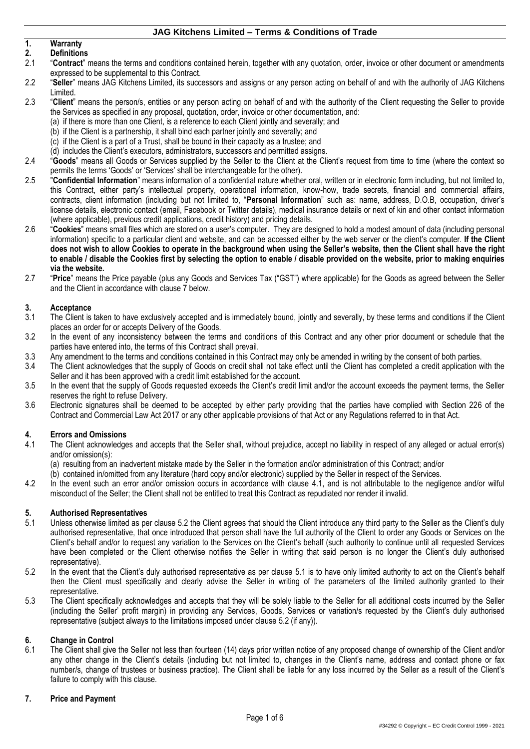# JAG Kitchens Limited – Terms & Conditions of Trade

## 1. Warranty

## 2. Definitions

2.1 "**Contract**" means the terms and conditions contained herein, together with any quotation, order, invoice or other document or amendments expressed to be supplemental to this Contract.

2.2 "**Seller**" means JAG Kitchens Limited, its successors and assigns or any person acting on behalf of and with the authority of JAG Kitchens Limited.

2.3 "**Client**" means the person/s, entities or any person acting on behalf of and with the authority of the Client requesting the Seller to provide the Services as specified in any proposal, quotation, order, invoice or other documentation, and:

(a) if there is more than one Client, is a reference to each Client jointly and severally; and

(b) if the Client is a partnership, it shall bind each partner jointly and severally; and

(c) if the Client is a part of a Trust, shall be bound in their capacity as a trustee; and

(d) includes the Client's executors, administrators, successors and permitted assigns.

2.4 "**Goods**" means all Goods or Services supplied by the Seller to the Client at the Client's request from time to time (where the context so permits the terms 'Goods' or 'Services' shall be interchangeable for the other).

2.5 "**Confidential Information**" means information of a confidential nature whether oral, written or in electronic form including, but not limited to, this Contract, either party's intellectual property, operational information, know-how, trade secrets, financial and commercial affairs, contracts, client information (including but not limited to, "**Personal Information**" such as: name, address, D.O.B, occupation, driver's license details, electronic contact (email, Facebook or Twitter details), medical insurance details or next of kin and other contact information (where applicable), previous credit applications, credit history) and pricing details.

2.6 "**Cookies**" means small files which are stored on a user's computer. They are designed to hold a modest amount of data (including personal information) specific to a particular client and website, and can be accessed either by the web server or the client's computer. **If the Client does not wish to allow Cookies to operate in the background when using the Seller's website, then the Client shall have the right to enable / disable the Cookies first by selecting the option to enable / disable provided on the website, prior to making enquiries via the website.**

2.7 "**Price**" means the Price payable (plus any Goods and Services Tax ("GST") where applicable) for the Goods as agreed between the Seller and the Client in accordance with clause 7 below.

## 3. Acceptance

3.1 The Client is taken to have exclusively accepted and is immediately bound, jointly and severally, by these terms and conditions if the Client places an order for or accepts Delivery of the Goods.

3.2 In the event of any inconsistency between the terms and conditions of this Contract and any other prior document or schedule that the parties have entered into, the terms of this Contract shall prevail.

3.3 Any amendment to the terms and conditions contained in this Contract may only be amended in writing by the consent of both parties.

3.4 The Client acknowledges that the supply of Goods on credit shall not take effect until the Client has completed a credit application with the Seller and it has been approved with a credit limit established for the account.

3.5 In the event that the supply of Goods requested exceeds the Client's credit limit and/or the account exceeds the payment terms, the Seller reserves the right to refuse Delivery.

3.6 Electronic signatures shall be deemed to be accepted by either party providing that the parties have complied with Section 226 of the Contract and Commercial Law Act 2017 or any other applicable provisions of that Act or any Regulations referred to in that Act.

## 4. Errors and Omissions

4.1 The Client acknowledges and accepts that the Seller shall, without prejudice, accept no liability in respect of any alleged or actual error(s) and/or omission(s):

(a) resulting from an inadvertent mistake made by the Seller in the formation and/or administration of this Contract; and/or

(b) contained in/omitted from any literature (hard copy and/or electronic) supplied by the Seller in respect of the Services.

4.2 In the event such an error and/or omission occurs in accordance with clause 4.1, and is not attributable to the negligence and/or wilful misconduct of the Seller; the Client shall not be entitled to treat this Contract as repudiated nor render it invalid.

## 5. Authorised Representatives

5.1 Unless otherwise limited as per clause 5.2 the Client agrees that should the Client introduce any third party to the Seller as the Client's duly authorised representative, that once introduced that person shall have the full authority of the Client to order any Goods or Services on the Client's behalf and/or to request any variation to the Services on the Client's behalf (such authority to continue until all requested Services have been completed or the Client otherwise notifies the Seller in writing that said person is no longer the Client's duly authorised representative).

5.2 In the event that the Client's duly authorised representative as per clause 5.1 is to have only limited authority to act on the Client's behalf then the Client must specifically and clearly advise the Seller in writing of the parameters of the limited authority granted to their representative.

5.3 The Client specifically acknowledges and accepts that they will be solely liable to the Seller for all additional costs incurred by the Seller (including the Seller' profit margin) in providing any Services, Goods, Services or variation/s requested by the Client's duly authorised representative (subject always to the limitations imposed under clause 5.2 (if any)).

## 6. Change in Control

6.1 The Client shall give the Seller not less than fourteen (14) days prior written notice of any proposed change of ownership of the Client and/or any other change in the Client's details (including but not limited to, changes in the Client's name, address and contact phone or fax number/s, change of trustees or business practice). The Client shall be liable for any loss incurred by the Seller as a result of the Client's failure to comply with this clause.

## 7. Price and Payment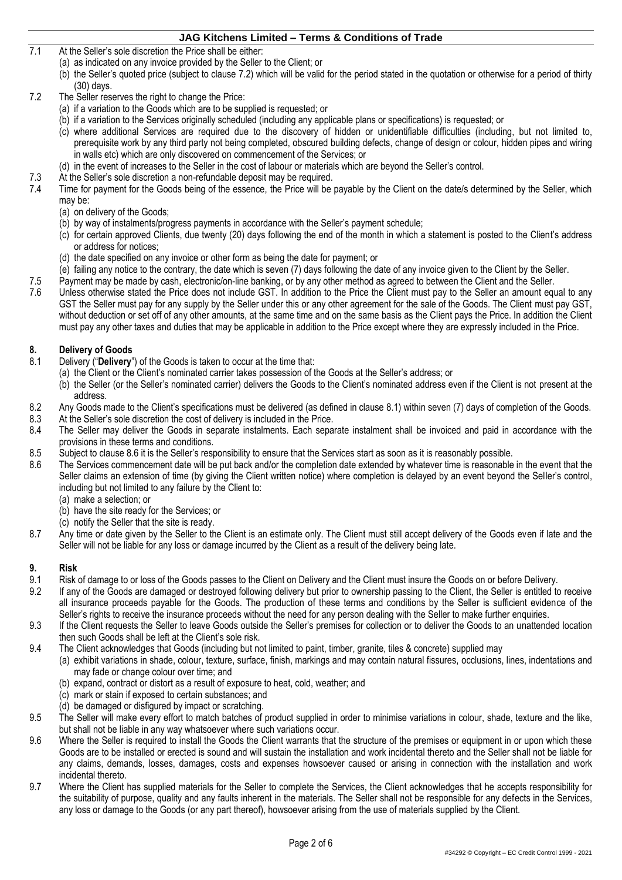7.1 At the Seller's sole discretion the Price shall be either:
   (a) as indicated on any invoice provided by the Seller to the Client; or
   (b) the Seller's quoted price (subject to clause 7.2) which will be valid for the period stated in the quotation or otherwise for a period of thirty (30) days.

7.2 The Seller reserves the right to change the Price:
   (a) if a variation to the Goods which are to be supplied is requested; or
   (b) if a variation to the Services originally scheduled (including any applicable plans or specifications) is requested; or
   (c) where additional Services are required due to the discovery of hidden or unidentifiable difficulties (including, but not limited to, prerequisite work by any third party not being completed, obscured building defects, change of design or colour, hidden pipes and wiring in walls etc) which are only discovered on commencement of the Services; or
   (d) in the event of increases to the Seller in the cost of labour or materials which are beyond the Seller's control.

7.3 At the Seller's sole discretion a non-refundable deposit may be required.

7.4 Time for payment for the Goods being of the essence, the Price will be payable by the Client on the date/s determined by the Seller, which may be:
   (a) on delivery of the Goods;
   (b) by way of instalments/progress payments in accordance with the Seller's payment schedule;
   (c) for certain approved Clients, due twenty (20) days following the end of the month in which a statement is posted to the Client's address or address for notices;
   (d) the date specified on any invoice or other form as being the date for payment; or
   (e) failing any notice to the contrary, the date which is seven (7) days following the date of any invoice given to the Client by the Seller.

7.5 Payment may be made by cash, electronic/on-line banking, or by any other method as agreed to between the Client and the Seller.

7.6 Unless otherwise stated the Price does not include GST. In addition to the Price the Client must pay to the Seller an amount equal to any GST the Seller must pay for any supply by the Seller under this or any other agreement for the sale of the Goods. The Client must pay GST, without deduction or set off of any other amounts, at the same time and on the same basis as the Client pays the Price. In addition the Client must pay any other taxes and duties that may be applicable in addition to the Price except where they are expressly included in the Price.

## 8. Delivery of Goods

8.1 Delivery ("**Delivery**") of the Goods is taken to occur at the time that:
   (a) the Client or the Client's nominated carrier takes possession of the Goods at the Seller's address; or
   (b) the Seller (or the Seller's nominated carrier) delivers the Goods to the Client's nominated address even if the Client is not present at the address.

8.2 Any Goods made to the Client's specifications must be delivered (as defined in clause 8.1) within seven (7) days of completion of the Goods.

8.3 At the Seller's sole discretion the cost of delivery is included in the Price.

8.4 The Seller may deliver the Goods in separate instalments. Each separate instalment shall be invoiced and paid in accordance with the provisions in these terms and conditions.

8.5 Subject to clause 8.6 it is the Seller's responsibility to ensure that the Services start as soon as it is reasonably possible.

8.6 The Services commencement date will be put back and/or the completion date extended by whatever time is reasonable in the event that the Seller claims an extension of time (by giving the Client written notice) where completion is delayed by an event beyond the Seller's control, including but not limited to any failure by the Client to:
   (a) make a selection; or
   (b) have the site ready for the Services; or
   (c) notify the Seller that the site is ready.

8.7 Any time or date given by the Seller to the Client is an estimate only. The Client must still accept delivery of the Goods even if late and the Seller will not be liable for any loss or damage incurred by the Client as a result of the delivery being late.

## 9. Risk

9.1 Risk of damage to or loss of the Goods passes to the Client on Delivery and the Client must insure the Goods on or before Delivery.

9.2 If any of the Goods are damaged or destroyed following delivery but prior to ownership passing to the Client, the Seller is entitled to receive all insurance proceeds payable for the Goods. The production of these terms and conditions by the Seller is sufficient evidence of the Seller's rights to receive the insurance proceeds without the need for any person dealing with the Seller to make further enquiries.

9.3 If the Client requests the Seller to leave Goods outside the Seller's premises for collection or to deliver the Goods to an unattended location then such Goods shall be left at the Client's sole risk.

9.4 The Client acknowledges that Goods (including but not limited to paint, timber, granite, tiles & concrete) supplied may
   (a) exhibit variations in shade, colour, texture, surface, finish, markings and may contain natural fissures, occlusions, lines, indentations and may fade or change colour over time; and
   (b) expand, contract or distort as a result of exposure to heat, cold, weather; and
   (c) mark or stain if exposed to certain substances; and
   (d) be damaged or disfigured by impact or scratching.

9.5 The Seller will make every effort to match batches of product supplied in order to minimise variations in colour, shade, texture and the like, but shall not be liable in any way whatsoever where such variations occur.

9.6 Where the Seller is required to install the Goods the Client warrants that the structure of the premises or equipment in or upon which these Goods are to be installed or erected is sound and will sustain the installation and work incidental thereto and the Seller shall not be liable for any claims, demands, losses, damages, costs and expenses howsoever caused or arising in connection with the installation and work incidental thereto.

9.7 Where the Client has supplied materials for the Seller to complete the Services, the Client acknowledges that he accepts responsibility for the suitability of purpose, quality and any faults inherent in the materials. The Seller shall not be responsible for any defects in the Services, any loss or damage to the Goods (or any part thereof), howsoever arising from the use of materials supplied by the Client.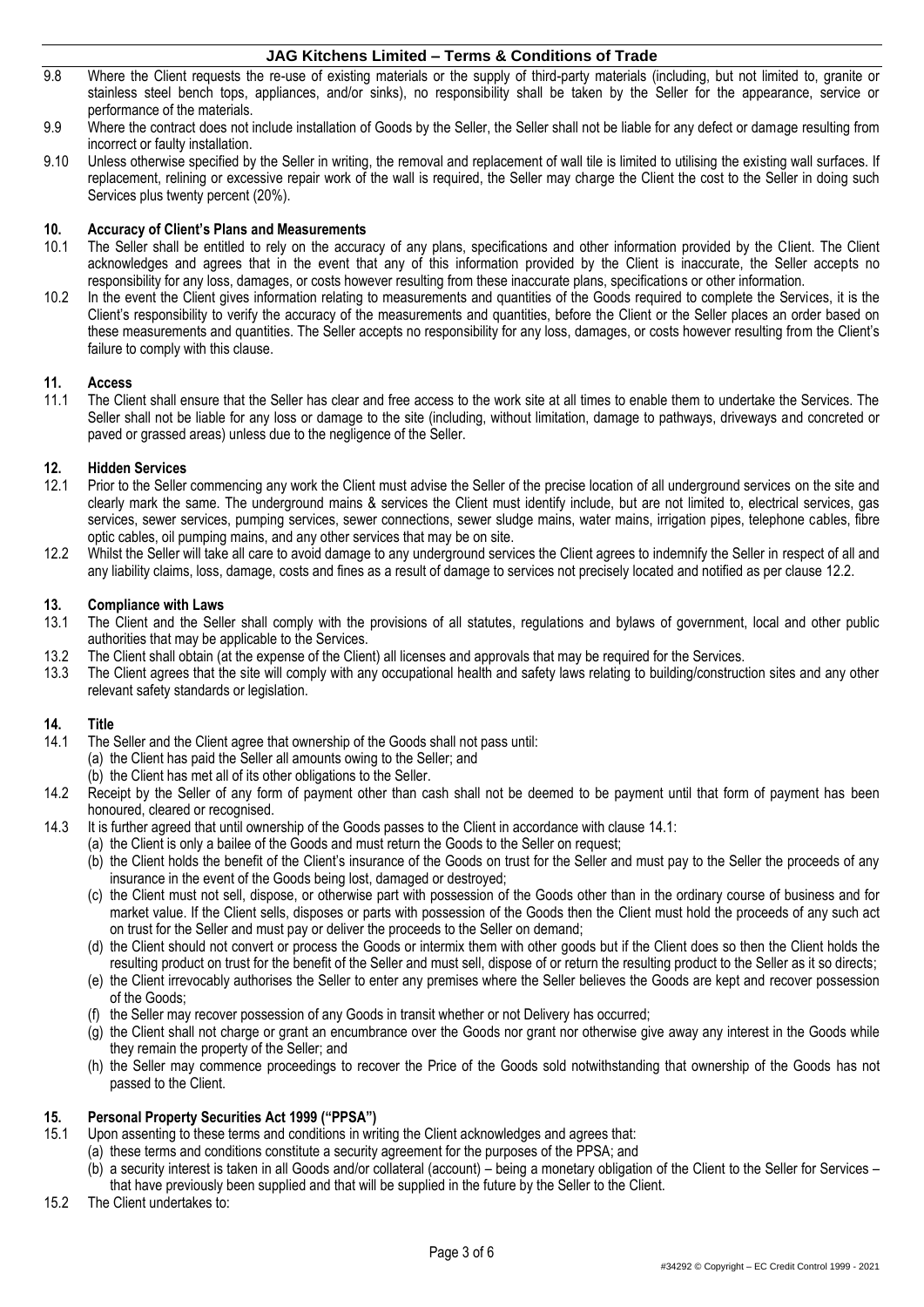9.8 Where the Client requests the re-use of existing materials or the supply of third-party materials (including, but not limited to, granite or stainless steel bench tops, appliances, and/or sinks), no responsibility shall be taken by the Seller for the appearance, service or performance of the materials.

9.9 Where the contract does not include installation of Goods by the Seller, the Seller shall not be liable for any defect or damage resulting from incorrect or faulty installation.

9.10 Unless otherwise specified by the Seller in writing, the removal and replacement of wall tile is limited to utilising the existing wall surfaces. If replacement, relining or excessive repair work of the wall is required, the Seller may charge the Client the cost to the Seller in doing such Services plus twenty percent (20%).

## 10. Accuracy of Client's Plans and Measurements

10.1 The Seller shall be entitled to rely on the accuracy of any plans, specifications and other information provided by the Client. The Client acknowledges and agrees that in the event that any of this information provided by the Client is inaccurate, the Seller accepts no responsibility for any loss, damages, or costs however resulting from these inaccurate plans, specifications or other information.

10.2 In the event the Client gives information relating to measurements and quantities of the Goods required to complete the Services, it is the Client's responsibility to verify the accuracy of the measurements and quantities, before the Client or the Seller places an order based on these measurements and quantities. The Seller accepts no responsibility for any loss, damages, or costs however resulting from the Client's failure to comply with this clause.

## 11. Access

11.1 The Client shall ensure that the Seller has clear and free access to the work site at all times to enable them to undertake the Services. The Seller shall not be liable for any loss or damage to the site (including, without limitation, damage to pathways, driveways and concreted or paved or grassed areas) unless due to the negligence of the Seller.

## 12. Hidden Services

12.1 Prior to the Seller commencing any work the Client must advise the Seller of the precise location of all underground services on the site and clearly mark the same. The underground mains & services the Client must identify include, but are not limited to, electrical services, gas services, sewer services, pumping services, sewer connections, sewer sludge mains, water mains, irrigation pipes, telephone cables, fibre optic cables, oil pumping mains, and any other services that may be on site.

12.2 Whilst the Seller will take all care to avoid damage to any underground services the Client agrees to indemnify the Seller in respect of all and any liability claims, loss, damage, costs and fines as a result of damage to services not precisely located and notified as per clause 12.2.

## 13. Compliance with Laws

13.1 The Client and the Seller shall comply with the provisions of all statutes, regulations and bylaws of government, local and other public authorities that may be applicable to the Services.

13.2 The Client shall obtain (at the expense of the Client) all licenses and approvals that may be required for the Services.

13.3 The Client agrees that the site will comply with any occupational health and safety laws relating to building/construction sites and any other relevant safety standards or legislation.

## 14. Title

14.1 The Seller and the Client agree that ownership of the Goods shall not pass until:

(a) the Client has paid the Seller all amounts owing to the Seller; and

(b) the Client has met all of its other obligations to the Seller.

14.2 Receipt by the Seller of any form of payment other than cash shall not be deemed to be payment until that form of payment has been honoured, cleared or recognised.

14.3 It is further agreed that until ownership of the Goods passes to the Client in accordance with clause 14.1:

(a) the Client is only a bailee of the Goods and must return the Goods to the Seller on request;

(b) the Client holds the benefit of the Client's insurance of the Goods on trust for the Seller and must pay to the Seller the proceeds of any insurance in the event of the Goods being lost, damaged or destroyed;

(c) the Client must not sell, dispose, or otherwise part with possession of the Goods other than in the ordinary course of business and for market value. If the Client sells, disposes or parts with possession of the Goods then the Client must hold the proceeds of any such act on trust for the Seller and must pay or deliver the proceeds to the Seller on demand;

(d) the Client should not convert or process the Goods or intermix them with other goods but if the Client does so then the Client holds the resulting product on trust for the benefit of the Seller and must sell, dispose of or return the resulting product to the Seller as it so directs;

(e) the Client irrevocably authorises the Seller to enter any premises where the Seller believes the Goods are kept and recover possession of the Goods;

(f) the Seller may recover possession of any Goods in transit whether or not Delivery has occurred;

(g) the Client shall not charge or grant an encumbrance over the Goods nor grant nor otherwise give away any interest in the Goods while they remain the property of the Seller; and

(h) the Seller may commence proceedings to recover the Price of the Goods sold notwithstanding that ownership of the Goods has not passed to the Client.

## 15. Personal Property Securities Act 1999 ("PPSA")

15.1 Upon assenting to these terms and conditions in writing the Client acknowledges and agrees that:

(a) these terms and conditions constitute a security agreement for the purposes of the PPSA; and

(b) a security interest is taken in all Goods and/or collateral (account) – being a monetary obligation of the Client to the Seller for Services – that have previously been supplied and that will be supplied in the future by the Seller to the Client.

15.2 The Client undertakes to: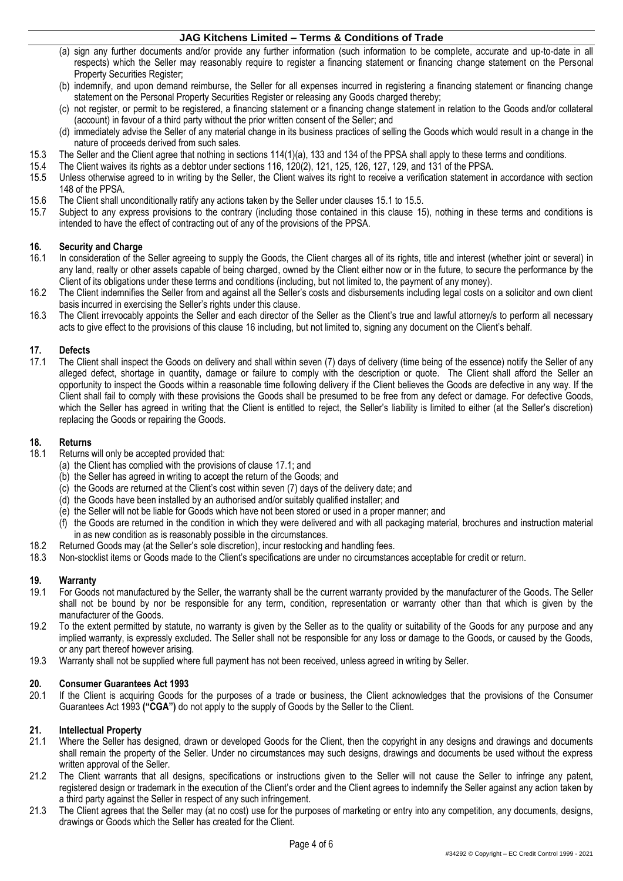(a) sign any further documents and/or provide any further information (such information to be complete, accurate and up-to-date in all respects) which the Seller may reasonably require to register a financing statement or financing change statement on the Personal Property Securities Register;

(b) indemnify, and upon demand reimburse, the Seller for all expenses incurred in registering a financing statement or financing change statement on the Personal Property Securities Register or releasing any Goods charged thereby;

(c) not register, or permit to be registered, a financing statement or a financing change statement in relation to the Goods and/or collateral (account) in favour of a third party without the prior written consent of the Seller; and

(d) immediately advise the Seller of any material change in its business practices of selling the Goods which would result in a change in the nature of proceeds derived from such sales.

15.3 The Seller and the Client agree that nothing in sections 114(1)(a), 133 and 134 of the PPSA shall apply to these terms and conditions.

15.4 The Client waives its rights as a debtor under sections 116, 120(2), 121, 125, 126, 127, 129, and 131 of the PPSA.

15.5 Unless otherwise agreed to in writing by the Seller, the Client waives its right to receive a verification statement in accordance with section 148 of the PPSA.

15.6 The Client shall unconditionally ratify any actions taken by the Seller under clauses 15.1 to 15.5.

15.7 Subject to any express provisions to the contrary (including those contained in this clause 15), nothing in these terms and conditions is intended to have the effect of contracting out of any of the provisions of the PPSA.

## 16. Security and Charge

16.1 In consideration of the Seller agreeing to supply the Goods, the Client charges all of its rights, title and interest (whether joint or several) in any land, realty or other assets capable of being charged, owned by the Client either now or in the future, to secure the performance by the Client of its obligations under these terms and conditions (including, but not limited to, the payment of any money).

16.2 The Client indemnifies the Seller from and against all the Seller's costs and disbursements including legal costs on a solicitor and own client basis incurred in exercising the Seller's rights under this clause.

16.3 The Client irrevocably appoints the Seller and each director of the Seller as the Client's true and lawful attorney/s to perform all necessary acts to give effect to the provisions of this clause 16 including, but not limited to, signing any document on the Client's behalf.

## 17. Defects

17.1 The Client shall inspect the Goods on delivery and shall within seven (7) days of delivery (time being of the essence) notify the Seller of any alleged defect, shortage in quantity, damage or failure to comply with the description or quote. The Client shall afford the Seller an opportunity to inspect the Goods within a reasonable time following delivery if the Client believes the Goods are defective in any way. If the Client shall fail to comply with these provisions the Goods shall be presumed to be free from any defect or damage. For defective Goods, which the Seller has agreed in writing that the Client is entitled to reject, the Seller's liability is limited to either (at the Seller's discretion) replacing the Goods or repairing the Goods.

## 18. Returns

18.1 Returns will only be accepted provided that:

(a) the Client has complied with the provisions of clause 17.1; and

(b) the Seller has agreed in writing to accept the return of the Goods; and

(c) the Goods are returned at the Client's cost within seven (7) days of the delivery date; and

(d) the Goods have been installed by an authorised and/or suitably qualified installer; and

(e) the Seller will not be liable for Goods which have not been stored or used in a proper manner; and

(f) the Goods are returned in the condition in which they were delivered and with all packaging material, brochures and instruction material in as new condition as is reasonably possible in the circumstances.

18.2 Returned Goods may (at the Seller's sole discretion), incur restocking and handling fees.

18.3 Non-stocklist items or Goods made to the Client's specifications are under no circumstances acceptable for credit or return.

## 19. Warranty

19.1 For Goods not manufactured by the Seller, the warranty shall be the current warranty provided by the manufacturer of the Goods. The Seller shall not be bound by nor be responsible for any term, condition, representation or warranty other than that which is given by the manufacturer of the Goods.

19.2 To the extent permitted by statute, no warranty is given by the Seller as to the quality or suitability of the Goods for any purpose and any implied warranty, is expressly excluded. The Seller shall not be responsible for any loss or damage to the Goods, or caused by the Goods, or any part thereof however arising.

19.3 Warranty shall not be supplied where full payment has not been received, unless agreed in writing by Seller.

## 20. Consumer Guarantees Act 1993

20.1 If the Client is acquiring Goods for the purposes of a trade or business, the Client acknowledges that the provisions of the Consumer Guarantees Act 1993 **("CGA")** do not apply to the supply of Goods by the Seller to the Client.

## 21. Intellectual Property

21.1 Where the Seller has designed, drawn or developed Goods for the Client, then the copyright in any designs and drawings and documents shall remain the property of the Seller. Under no circumstances may such designs, drawings and documents be used without the express written approval of the Seller.

21.2 The Client warrants that all designs, specifications or instructions given to the Seller will not cause the Seller to infringe any patent, registered design or trademark in the execution of the Client's order and the Client agrees to indemnify the Seller against any action taken by a third party against the Seller in respect of any such infringement.

21.3 The Client agrees that the Seller may (at no cost) use for the purposes of marketing or entry into any competition, any documents, designs, drawings or Goods which the Seller has created for the Client.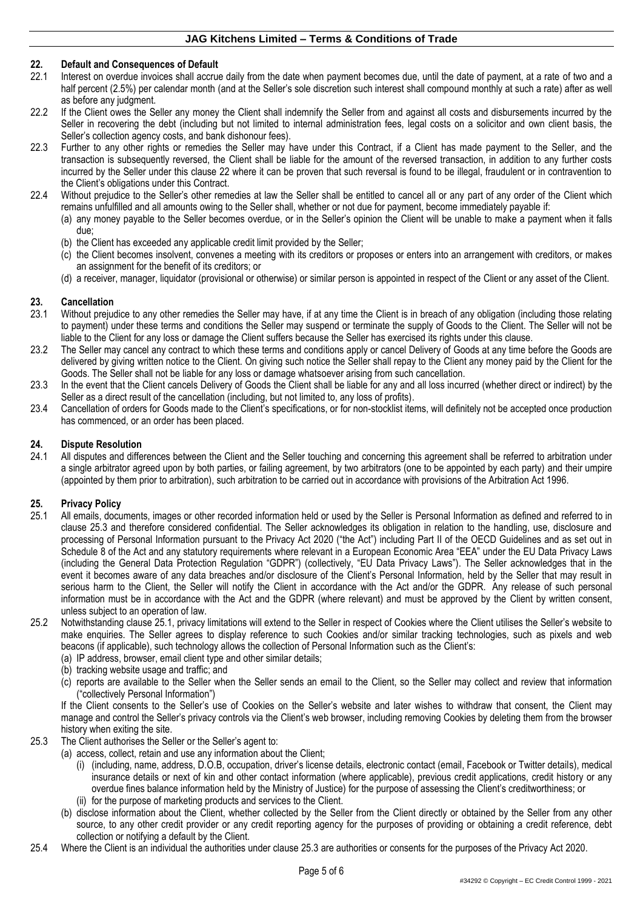## 22. Default and Consequences of Default

22.1 Interest on overdue invoices shall accrue daily from the date when payment becomes due, until the date of payment, at a rate of two and a half percent (2.5%) per calendar month (and at the Seller's sole discretion such interest shall compound monthly at such a rate) after as well as before any judgment.

22.2 If the Client owes the Seller any money the Client shall indemnify the Seller from and against all costs and disbursements incurred by the Seller in recovering the debt (including but not limited to internal administration fees, legal costs on a solicitor and own client basis, the Seller's collection agency costs, and bank dishonour fees).

22.3 Further to any other rights or remedies the Seller may have under this Contract, if a Client has made payment to the Seller, and the transaction is subsequently reversed, the Client shall be liable for the amount of the reversed transaction, in addition to any further costs incurred by the Seller under this clause 22 where it can be proven that such reversal is found to be illegal, fraudulent or in contravention to the Client's obligations under this Contract.

22.4 Without prejudice to the Seller's other remedies at law the Seller shall be entitled to cancel all or any part of any order of the Client which remains unfulfilled and all amounts owing to the Seller shall, whether or not due for payment, become immediately payable if:

(a) any money payable to the Seller becomes overdue, or in the Seller's opinion the Client will be unable to make a payment when it falls due;

(b) the Client has exceeded any applicable credit limit provided by the Seller;

(c) the Client becomes insolvent, convenes a meeting with its creditors or proposes or enters into an arrangement with creditors, or makes an assignment for the benefit of its creditors; or

(d) a receiver, manager, liquidator (provisional or otherwise) or similar person is appointed in respect of the Client or any asset of the Client.

## 23. Cancellation

23.1 Without prejudice to any other remedies the Seller may have, if at any time the Client is in breach of any obligation (including those relating to payment) under these terms and conditions the Seller may suspend or terminate the supply of Goods to the Client. The Seller will not be liable to the Client for any loss or damage the Client suffers because the Seller has exercised its rights under this clause.

23.2 The Seller may cancel any contract to which these terms and conditions apply or cancel Delivery of Goods at any time before the Goods are delivered by giving written notice to the Client. On giving such notice the Seller shall repay to the Client any money paid by the Client for the Goods. The Seller shall not be liable for any loss or damage whatsoever arising from such cancellation.

23.3 In the event that the Client cancels Delivery of Goods the Client shall be liable for any and all loss incurred (whether direct or indirect) by the Seller as a direct result of the cancellation (including, but not limited to, any loss of profits).

23.4 Cancellation of orders for Goods made to the Client's specifications, or for non-stocklist items, will definitely not be accepted once production has commenced, or an order has been placed.

## 24. Dispute Resolution

24.1 All disputes and differences between the Client and the Seller touching and concerning this agreement shall be referred to arbitration under a single arbitrator agreed upon by both parties, or failing agreement, by two arbitrators (one to be appointed by each party) and their umpire (appointed by them prior to arbitration), such arbitration to be carried out in accordance with provisions of the Arbitration Act 1996.

## 25. Privacy Policy

25.1 All emails, documents, images or other recorded information held or used by the Seller is Personal Information as defined and referred to in clause 25.3 and therefore considered confidential. The Seller acknowledges its obligation in relation to the handling, use, disclosure and processing of Personal Information pursuant to the Privacy Act 2020 ("the Act") including Part II of the OECD Guidelines and as set out in Schedule 8 of the Act and any statutory requirements where relevant in a European Economic Area "EEA" under the EU Data Privacy Laws (including the General Data Protection Regulation "GDPR") (collectively, "EU Data Privacy Laws"). The Seller acknowledges that in the event it becomes aware of any data breaches and/or disclosure of the Client's Personal Information, held by the Seller that may result in serious harm to the Client, the Seller will notify the Client in accordance with the Act and/or the GDPR. Any release of such personal information must be in accordance with the Act and the GDPR (where relevant) and must be approved by the Client by written consent, unless subject to an operation of law.

25.2 Notwithstanding clause 25.1, privacy limitations will extend to the Seller in respect of Cookies where the Client utilises the Seller's website to make enquiries. The Seller agrees to display reference to such Cookies and/or similar tracking technologies, such as pixels and web beacons (if applicable), such technology allows the collection of Personal Information such as the Client's:

(a) IP address, browser, email client type and other similar details;

(b) tracking website usage and traffic; and

(c) reports are available to the Seller when the Seller sends an email to the Client, so the Seller may collect and review that information ("collectively Personal Information")

If the Client consents to the Seller's use of Cookies on the Seller's website and later wishes to withdraw that consent, the Client may manage and control the Seller's privacy controls via the Client's web browser, including removing Cookies by deleting them from the browser history when exiting the site.

25.3 The Client authorises the Seller or the Seller's agent to:

(a) access, collect, retain and use any information about the Client;

(i) (including, name, address, D.O.B, occupation, driver's license details, electronic contact (email, Facebook or Twitter details), medical insurance details or next of kin and other contact information (where applicable), previous credit applications, credit history or any overdue fines balance information held by the Ministry of Justice) for the purpose of assessing the Client's creditworthiness; or

(ii) for the purpose of marketing products and services to the Client.

(b) disclose information about the Client, whether collected by the Seller from the Client directly or obtained by the Seller from any other source, to any other credit provider or any credit reporting agency for the purposes of providing or obtaining a credit reference, debt collection or notifying a default by the Client.

25.4 Where the Client is an individual the authorities under clause 25.3 are authorities or consents for the purposes of the Privacy Act 2020.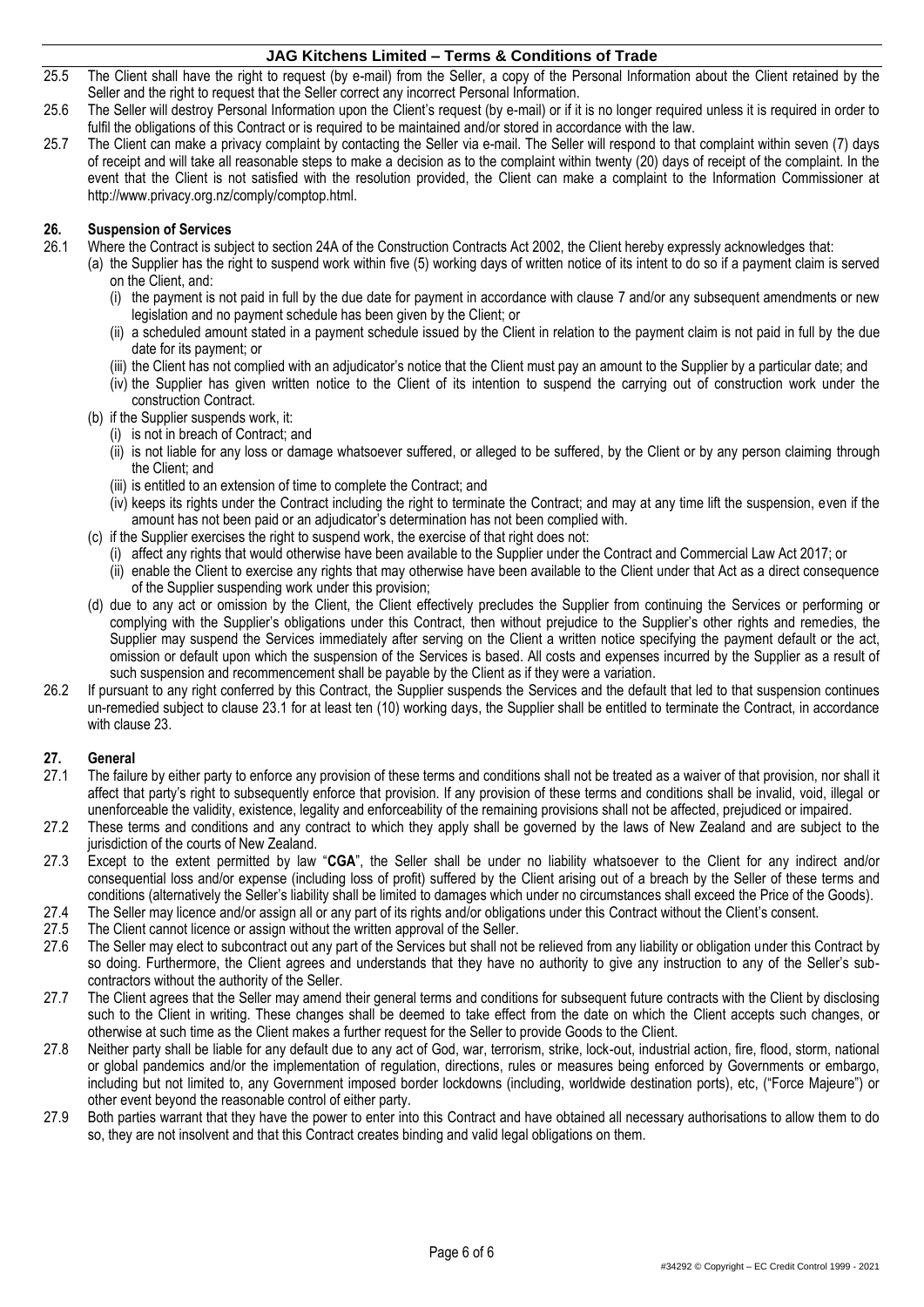25.5 The Client shall have the right to request (by e-mail) from the Seller, a copy of the Personal Information about the Client retained by the Seller and the right to request that the Seller correct any incorrect Personal Information.

25.6 The Seller will destroy Personal Information upon the Client's request (by e-mail) or if it is no longer required unless it is required in order to fulfil the obligations of this Contract or is required to be maintained and/or stored in accordance with the law.

25.7 The Client can make a privacy complaint by contacting the Seller via e-mail. The Seller will respond to that complaint within seven (7) days of receipt and will take all reasonable steps to make a decision as to the complaint within twenty (20) days of receipt of the complaint. In the event that the Client is not satisfied with the resolution provided, the Client can make a complaint to the Information Commissioner at http://www.privacy.org.nz/comply/comptop.html.

**26. Suspension of Services**

26.1 Where the Contract is subject to section 24A of the Construction Contracts Act 2002, the Client hereby expressly acknowledges that:

(a) the Supplier has the right to suspend work within five (5) working days of written notice of its intent to do so if a payment claim is served on the Client, and:

(i) the payment is not paid in full by the due date for payment in accordance with clause 7 and/or any subsequent amendments or new legislation and no payment schedule has been given by the Client; or

(ii) a scheduled amount stated in a payment schedule issued by the Client in relation to the payment claim is not paid in full by the due date for its payment; or

(iii) the Client has not complied with an adjudicator's notice that the Client must pay an amount to the Supplier by a particular date; and

(iv) the Supplier has given written notice to the Client of its intention to suspend the carrying out of construction work under the construction Contract.

(b) if the Supplier suspends work, it:

(i) is not in breach of Contract; and

(ii) is not liable for any loss or damage whatsoever suffered, or alleged to be suffered, by the Client or by any person claiming through the Client; and

(iii) is entitled to an extension of time to complete the Contract; and

(iv) keeps its rights under the Contract including the right to terminate the Contract; and may at any time lift the suspension, even if the amount has not been paid or an adjudicator's determination has not been complied with.

(c) if the Supplier exercises the right to suspend work, the exercise of that right does not:

(i) affect any rights that would otherwise have been available to the Supplier under the Contract and Commercial Law Act 2017; or

(ii) enable the Client to exercise any rights that may otherwise have been available to the Client under that Act as a direct consequence of the Supplier suspending work under this provision;

(d) due to any act or omission by the Client, the Client effectively precludes the Supplier from continuing the Services or performing or complying with the Supplier's obligations under this Contract, then without prejudice to the Supplier's other rights and remedies, the Supplier may suspend the Services immediately after serving on the Client a written notice specifying the payment default or the act, omission or default upon which the suspension of the Services is based. All costs and expenses incurred by the Supplier as a result of such suspension and recommencement shall be payable by the Client as if they were a variation.

26.2 If pursuant to any right conferred by this Contract, the Supplier suspends the Services and the default that led to that suspension continues un-remedied subject to clause 23.1 for at least ten (10) working days, the Supplier shall be entitled to terminate the Contract, in accordance with clause 23.

**27. General**

27.1 The failure by either party to enforce any provision of these terms and conditions shall not be treated as a waiver of that provision, nor shall it affect that party's right to subsequently enforce that provision. If any provision of these terms and conditions shall be invalid, void, illegal or unenforceable the validity, existence, legality and enforceability of the remaining provisions shall not be affected, prejudiced or impaired.

27.2 These terms and conditions and any contract to which they apply shall be governed by the laws of New Zealand and are subject to the jurisdiction of the courts of New Zealand.

27.3 Except to the extent permitted by law "**CGA**", the Seller shall be under no liability whatsoever to the Client for any indirect and/or consequential loss and/or expense (including loss of profit) suffered by the Client arising out of a breach by the Seller of these terms and conditions (alternatively the Seller's liability shall be limited to damages which under no circumstances shall exceed the Price of the Goods).

27.4 The Seller may licence and/or assign all or any part of its rights and/or obligations under this Contract without the Client's consent.

27.5 The Client cannot licence or assign without the written approval of the Seller.

27.6 The Seller may elect to subcontract out any part of the Services but shall not be relieved from any liability or obligation under this Contract by so doing. Furthermore, the Client agrees and understands that they have no authority to give any instruction to any of the Seller's sub-contractors without the authority of the Seller.

27.7 The Client agrees that the Seller may amend their general terms and conditions for subsequent future contracts with the Client by disclosing such to the Client in writing. These changes shall be deemed to take effect from the date on which the Client accepts such changes, or otherwise at such time as the Client makes a further request for the Seller to provide Goods to the Client.

27.8 Neither party shall be liable for any default due to any act of God, war, terrorism, strike, lock-out, industrial action, fire, flood, storm, national or global pandemics and/or the implementation of regulation, directions, rules or measures being enforced by Governments or embargo, including but not limited to, any Government imposed border lockdowns (including, worldwide destination ports), etc, ("Force Majeure") or other event beyond the reasonable control of either party.

27.9 Both parties warrant that they have the power to enter into this Contract and have obtained all necessary authorisations to allow them to do so, they are not insolvent and that this Contract creates binding and valid legal obligations on them.